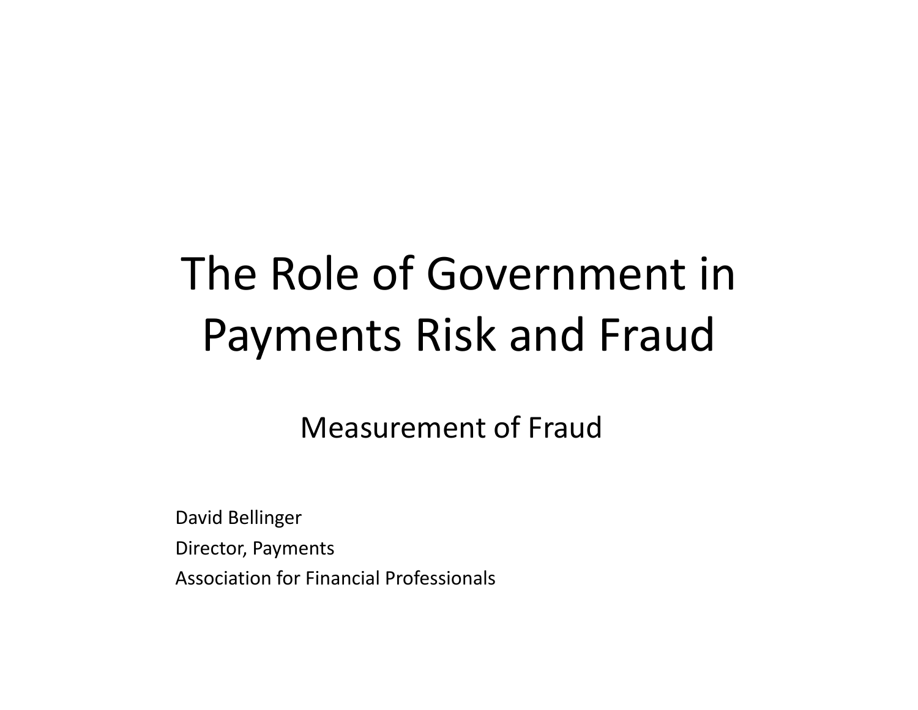# The Role of Government in Payments Risk and Fraud

## Measurement of Fraud

David Bellinger
Director, Payments
Association for Financial Professionals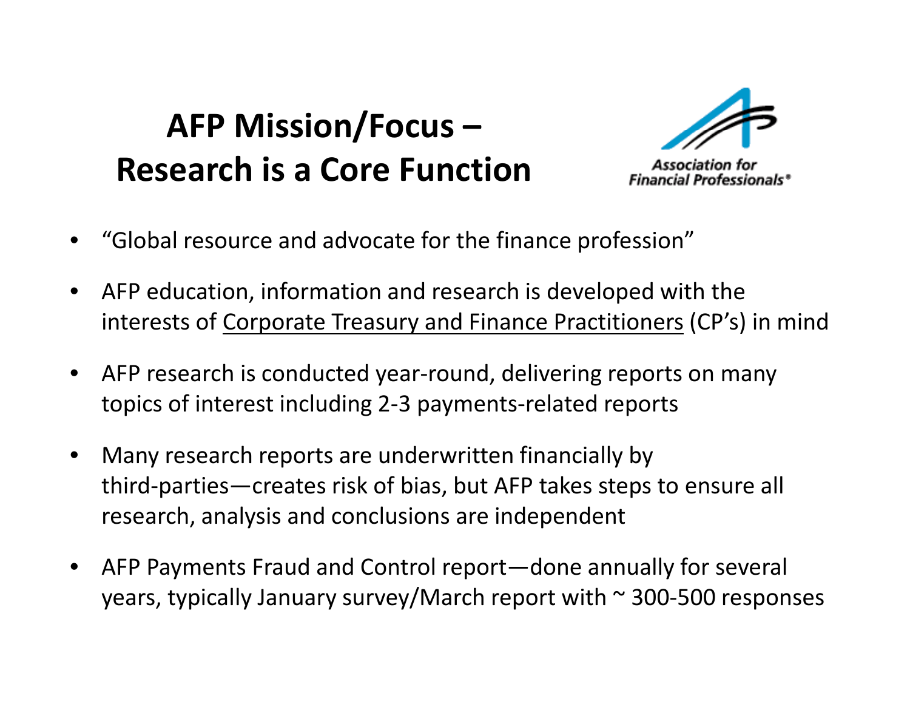# AFP Mission/Focus – Research is a Core Function

Association for Financial Professionals®

- "Global resource and advocate for the finance profession"
- AFP education, information and research is developed with the interests of <u>Corporate Treasury and Finance Practitioners</u> (CP's) in mind
- AFP research is conducted year-round, delivering reports on many topics of interest including 2-3 payments-related reports
- Many research reports are underwritten financially by third-parties—creates risk of bias, but AFP takes steps to ensure all research, analysis and conclusions are independent
- AFP Payments Fraud and Control report—done annually for several years, typically January survey/March report with ~ 300-500 responses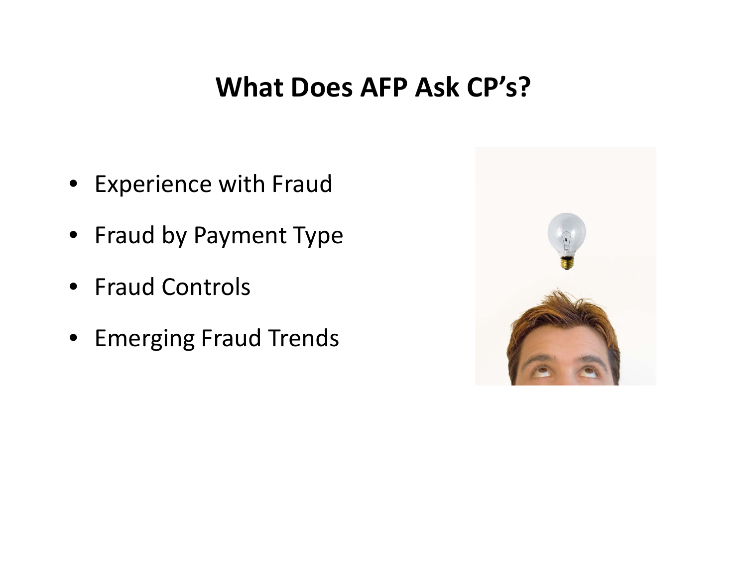# What Does AFP Ask CP's?

- Experience with Fraud
- Fraud by Payment Type
- Fraud Controls
- Emerging Fraud Trends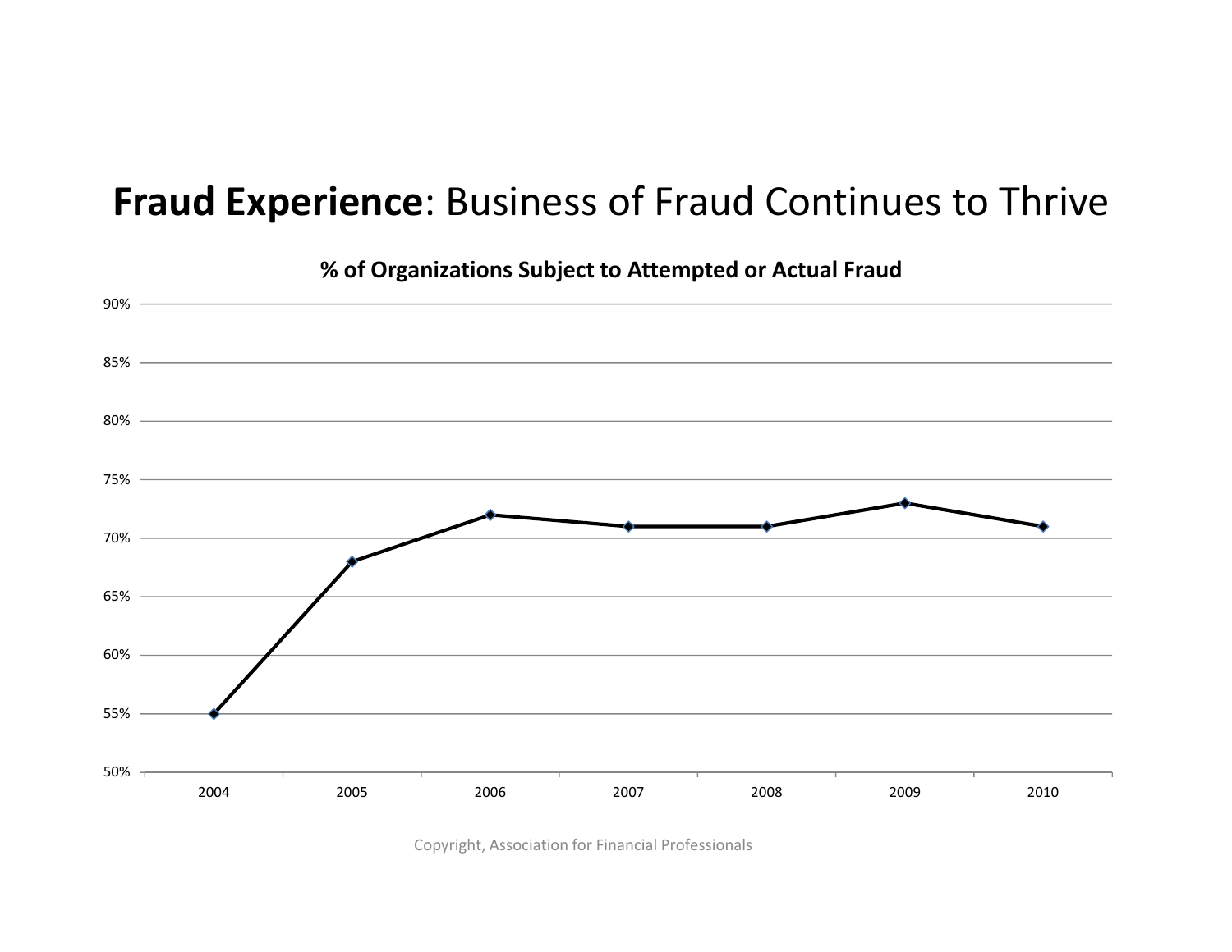# **Fraud Experience**: Business of Fraud Continues to Thrive

**% of Organizations Subject to Attempted or Actual Fraud**

| Year | % |
|---|---|
| 2004 | 55% |
| 2005 | 68% |
| 2006 | 72% |
| 2007 | 71% |
| 2008 | 71% |
| 2009 | 73% |
| 2010 | 71% |

Copyright, Association for Financial Professionals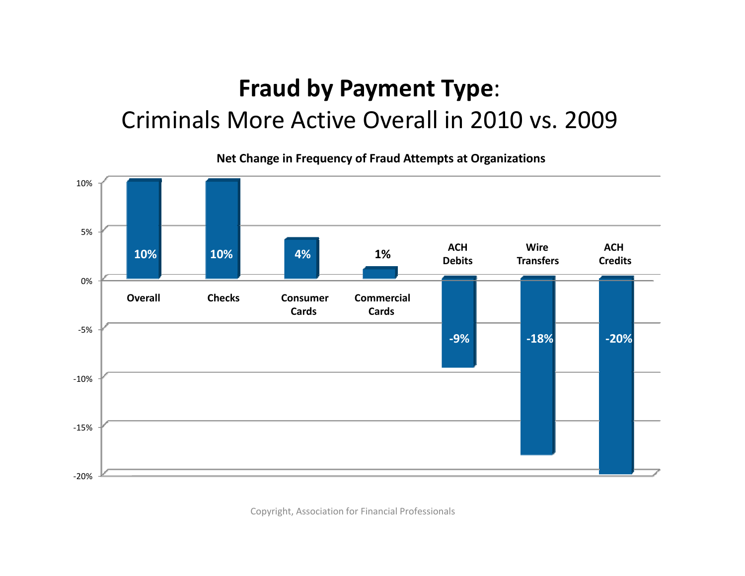# **Fraud by Payment Type**:

## Criminals More Active Overall in 2010 vs. 2009

**Net Change in Frequency of Fraud Attempts at Organizations**

| Payment Type | Net Change |
|---|---|
| Overall | 10% |
| Checks | 10% |
| Consumer Cards | 4% |
| Commercial Cards | 1% |
| ACH Debits | -9% |
| Wire Transfers | -18% |
| ACH Credits | -20% |

Copyright, Association for Financial Professionals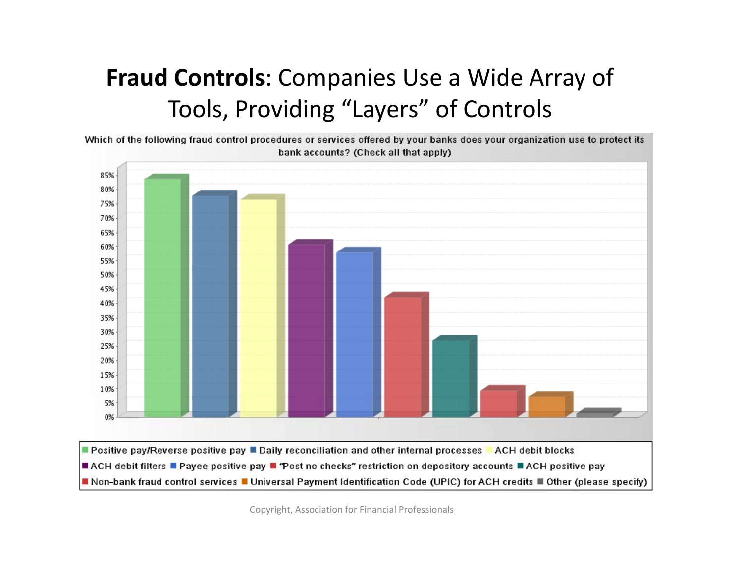# **Fraud Controls**: Companies Use a Wide Array of Tools, Providing "Layers" of Controls

Which of the following fraud control procedures or services offered by your banks does your organization use to protect its bank accounts? (Check all that apply)

- Positive pay/Reverse positive pay
- Daily reconciliation and other internal processes
- ACH debit blocks
- ACH debit filters
- Payee positive pay
- "Post no checks" restriction on depository accounts
- ACH positive pay
- Non-bank fraud control services
- Universal Payment Identification Code (UPIC) for ACH credits
- Other (please specify)

Copyright, Association for Financial Professionals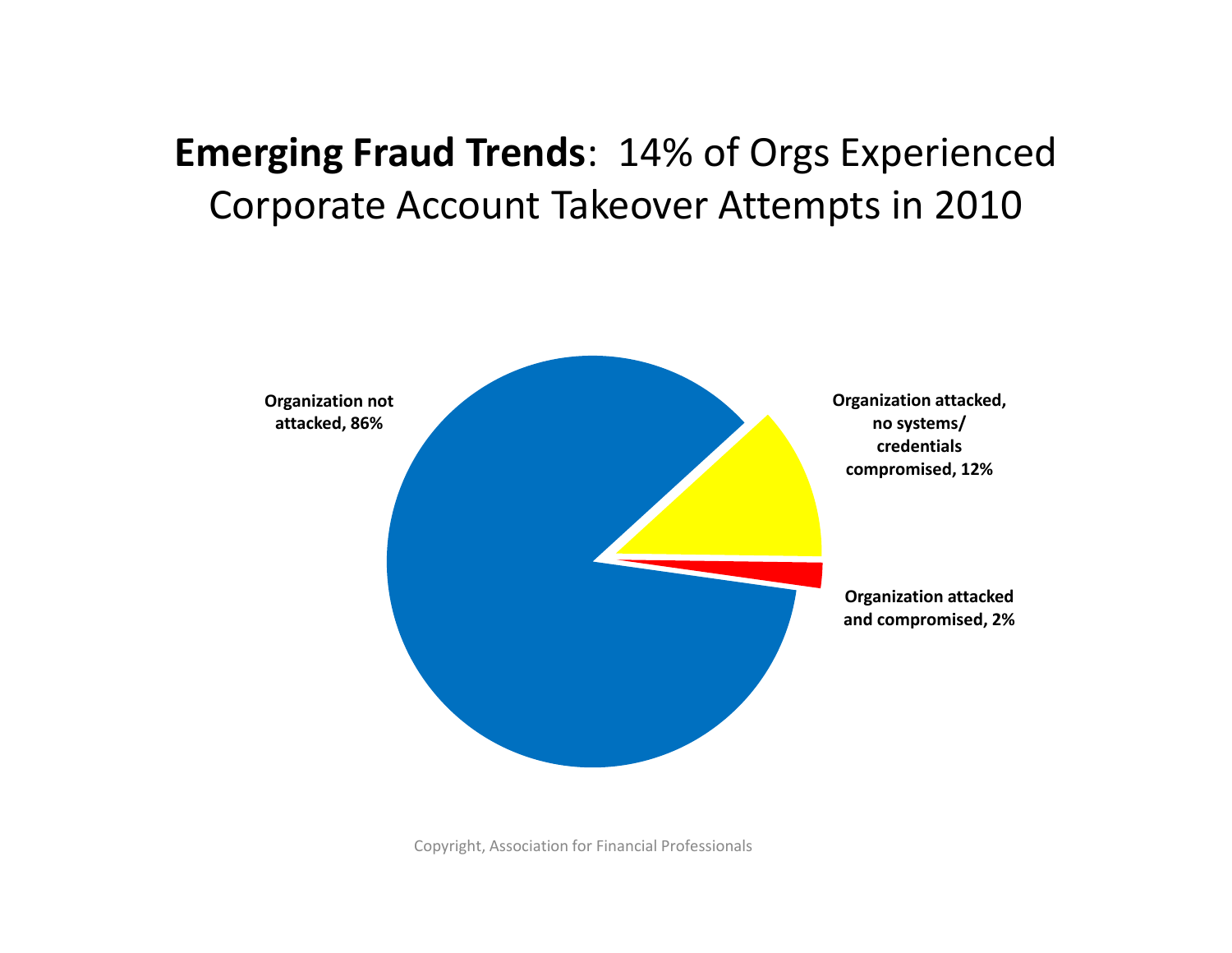# **Emerging Fraud Trends**: 14% of Orgs Experienced Corporate Account Takeover Attempts in 2010

**Organization not attacked, 86%**

**Organization attacked, no systems/ credentials compromised, 12%**

**Organization attacked and compromised, 2%**

Copyright, Association for Financial Professionals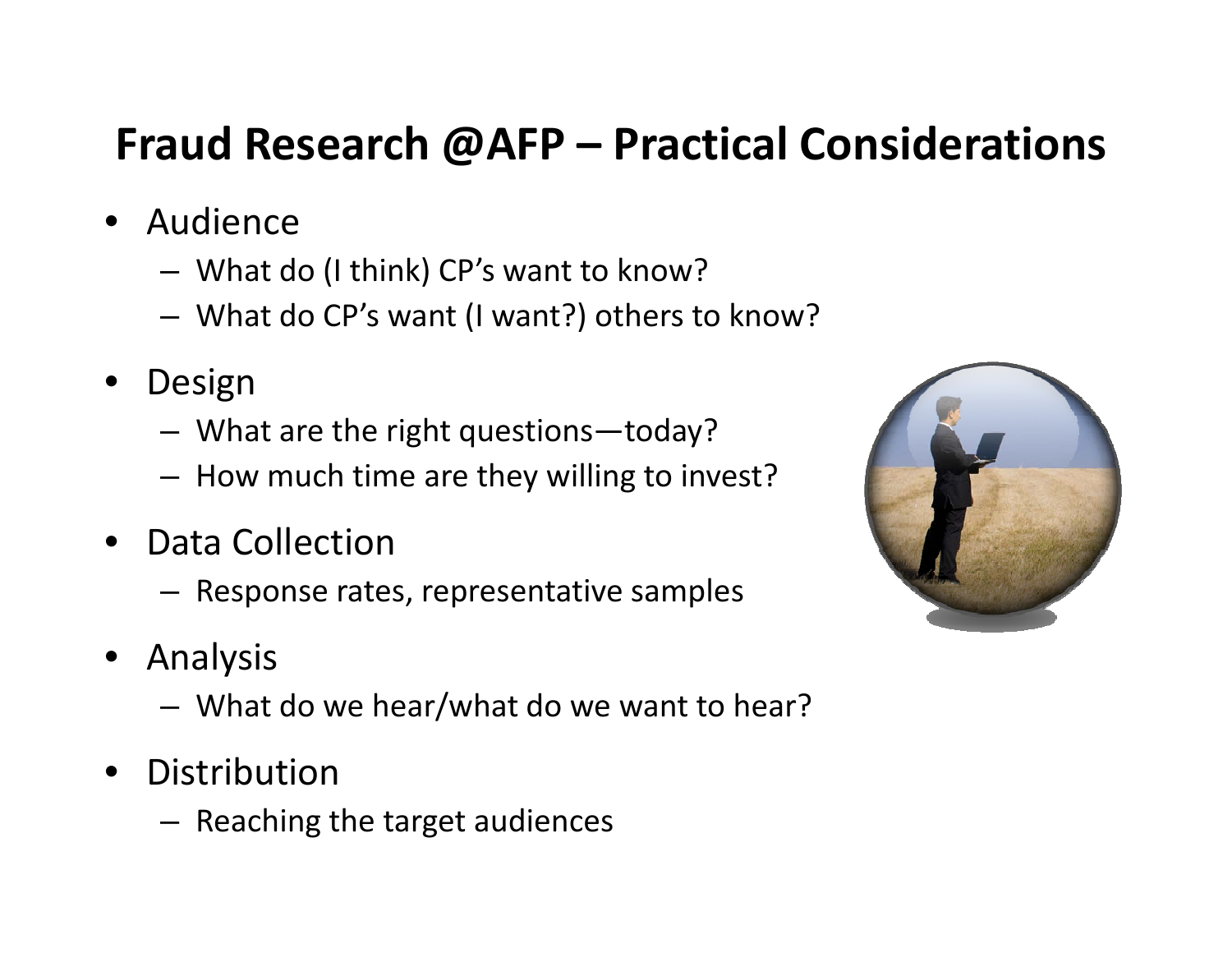# Fraud Research @AFP – Practical Considerations

- Audience
  - What do (I think) CP's want to know?
  - What do CP's want (I want?) others to know?
- Design
  - What are the right questions—today?
  - How much time are they willing to invest?
- Data Collection
  - Response rates, representative samples
- Analysis
  - What do we hear/what do we want to hear?
- Distribution
  - Reaching the target audiences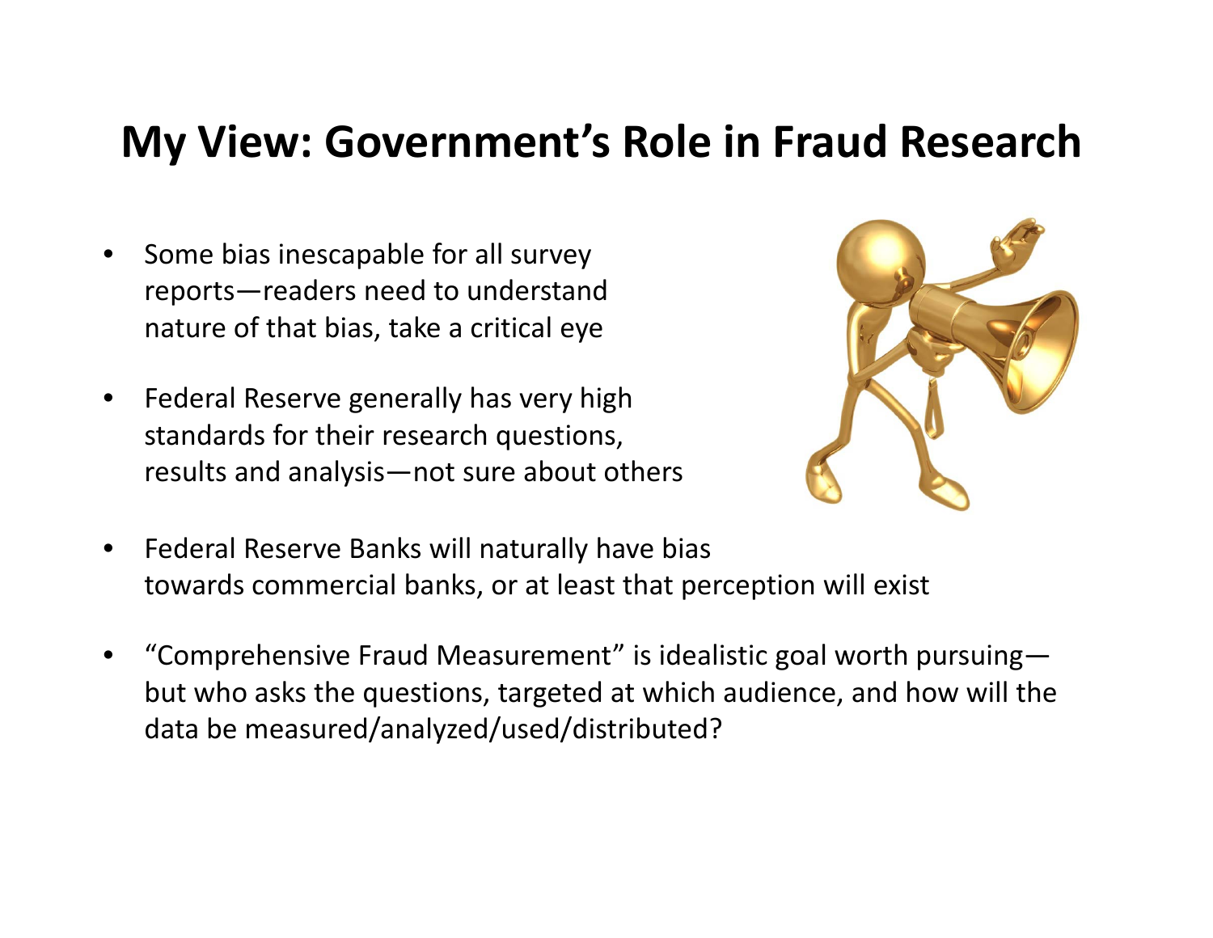# My View: Government's Role in Fraud Research

- Some bias inescapable for all survey reports—readers need to understand nature of that bias, take a critical eye
- Federal Reserve generally has very high standards for their research questions, results and analysis—not sure about others
- Federal Reserve Banks will naturally have bias towards commercial banks, or at least that perception will exist
- "Comprehensive Fraud Measurement" is idealistic goal worth pursuing—but who asks the questions, targeted at which audience, and how will the data be measured/analyzed/used/distributed?